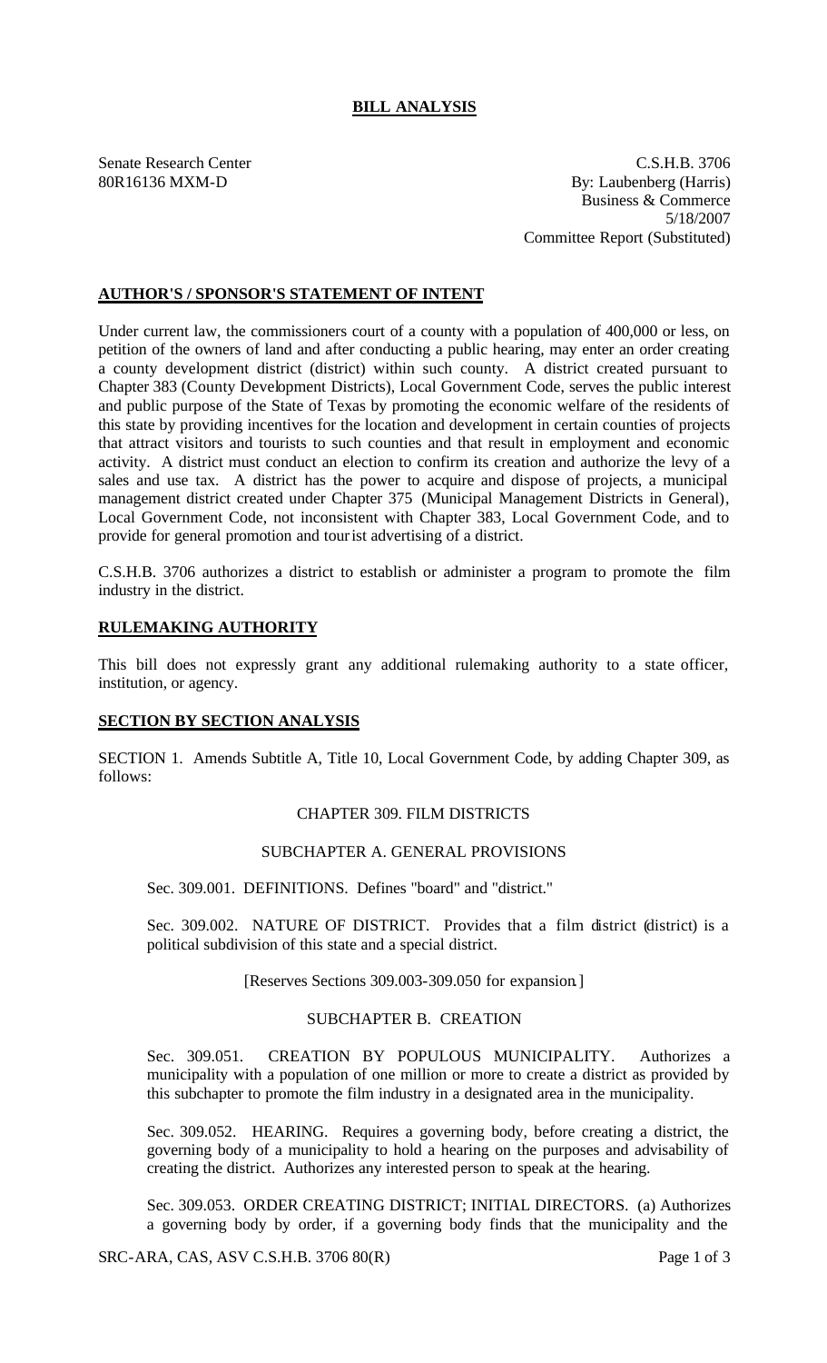# BILL ANALYSIS

Senate Research Center
80R16136 MXM-D

C.S.H.B. 3706
By: Laubenberg (Harris)
Business & Commerce
5/18/2007
Committee Report (Substituted)

## AUTHOR'S / SPONSOR'S STATEMENT OF INTENT

Under current law, the commissioners court of a county with a population of 400,000 or less, on petition of the owners of land and after conducting a public hearing, may enter an order creating a county development district (district) within such county. A district created pursuant to Chapter 383 (County Development Districts), Local Government Code, serves the public interest and public purpose of the State of Texas by promoting the economic welfare of the residents of this state by providing incentives for the location and development in certain counties of projects that attract visitors and tourists to such counties and that result in employment and economic activity. A district must conduct an election to confirm its creation and authorize the levy of a sales and use tax. A district has the power to acquire and dispose of projects, a municipal management district created under Chapter 375 (Municipal Management Districts in General), Local Government Code, not inconsistent with Chapter 383, Local Government Code, and to provide for general promotion and tourist advertising of a district.

C.S.H.B. 3706 authorizes a district to establish or administer a program to promote the film industry in the district.

## RULEMAKING AUTHORITY

This bill does not expressly grant any additional rulemaking authority to a state officer, institution, or agency.

## SECTION BY SECTION ANALYSIS

SECTION 1. Amends Subtitle A, Title 10, Local Government Code, by adding Chapter 309, as follows:

CHAPTER 309. FILM DISTRICTS

SUBCHAPTER A. GENERAL PROVISIONS

Sec. 309.001. DEFINITIONS. Defines "board" and "district."

Sec. 309.002. NATURE OF DISTRICT. Provides that a film district (district) is a political subdivision of this state and a special district.

[Reserves Sections 309.003-309.050 for expansion.]

SUBCHAPTER B. CREATION

Sec. 309.051. CREATION BY POPULOUS MUNICIPALITY. Authorizes a municipality with a population of one million or more to create a district as provided by this subchapter to promote the film industry in a designated area in the municipality.

Sec. 309.052. HEARING. Requires a governing body, before creating a district, the governing body of a municipality to hold a hearing on the purposes and advisability of creating the district. Authorizes any interested person to speak at the hearing.

Sec. 309.053. ORDER CREATING DISTRICT; INITIAL DIRECTORS. (a) Authorizes a governing body by order, if a governing body finds that the municipality and the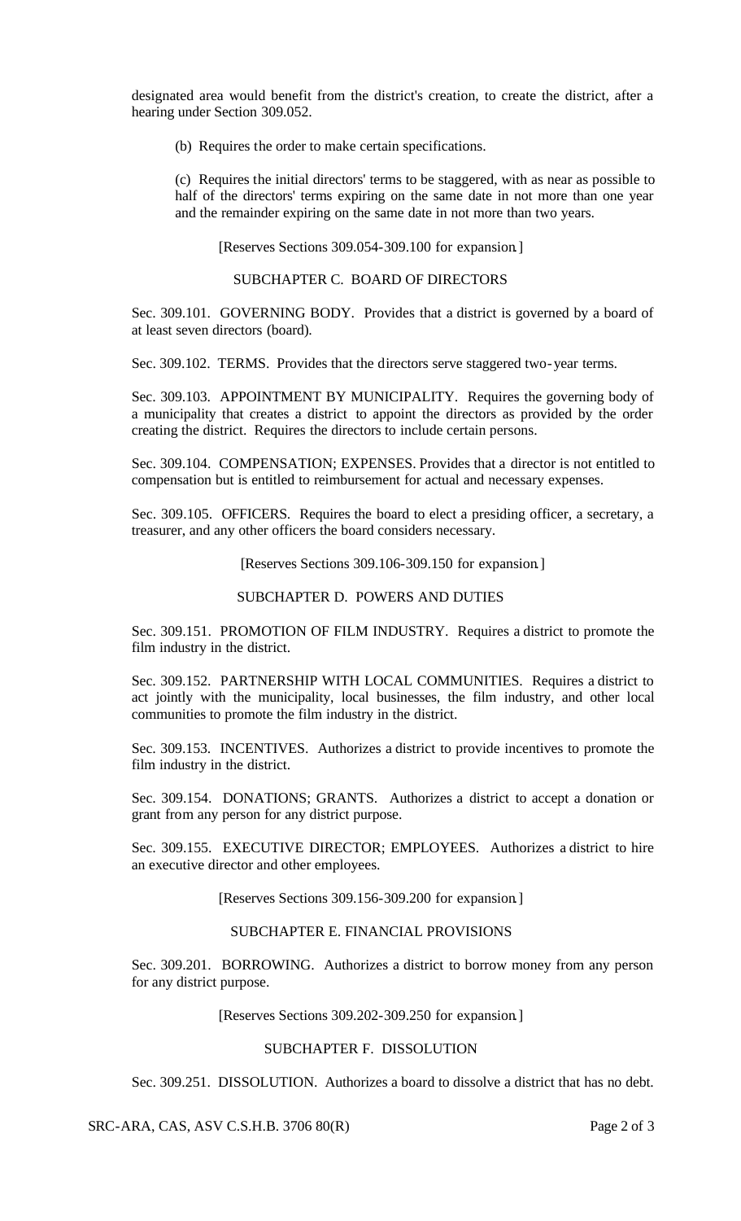designated area would benefit from the district's creation, to create the district, after a hearing under Section 309.052.

(b) Requires the order to make certain specifications.

(c) Requires the initial directors' terms to be staggered, with as near as possible to half of the directors' terms expiring on the same date in not more than one year and the remainder expiring on the same date in not more than two years.

[Reserves Sections 309.054-309.100 for expansion.]

SUBCHAPTER C. BOARD OF DIRECTORS

Sec. 309.101. GOVERNING BODY. Provides that a district is governed by a board of at least seven directors (board).

Sec. 309.102. TERMS. Provides that the directors serve staggered two-year terms.

Sec. 309.103. APPOINTMENT BY MUNICIPALITY. Requires the governing body of a municipality that creates a district to appoint the directors as provided by the order creating the district. Requires the directors to include certain persons.

Sec. 309.104. COMPENSATION; EXPENSES. Provides that a director is not entitled to compensation but is entitled to reimbursement for actual and necessary expenses.

Sec. 309.105. OFFICERS. Requires the board to elect a presiding officer, a secretary, a treasurer, and any other officers the board considers necessary.

[Reserves Sections 309.106-309.150 for expansion.]

SUBCHAPTER D. POWERS AND DUTIES

Sec. 309.151. PROMOTION OF FILM INDUSTRY. Requires a district to promote the film industry in the district.

Sec. 309.152. PARTNERSHIP WITH LOCAL COMMUNITIES. Requires a district to act jointly with the municipality, local businesses, the film industry, and other local communities to promote the film industry in the district.

Sec. 309.153. INCENTIVES. Authorizes a district to provide incentives to promote the film industry in the district.

Sec. 309.154. DONATIONS; GRANTS. Authorizes a district to accept a donation or grant from any person for any district purpose.

Sec. 309.155. EXECUTIVE DIRECTOR; EMPLOYEES. Authorizes a district to hire an executive director and other employees.

[Reserves Sections 309.156-309.200 for expansion.]

SUBCHAPTER E. FINANCIAL PROVISIONS

Sec. 309.201. BORROWING. Authorizes a district to borrow money from any person for any district purpose.

[Reserves Sections 309.202-309.250 for expansion.]

SUBCHAPTER F. DISSOLUTION

Sec. 309.251. DISSOLUTION. Authorizes a board to dissolve a district that has no debt.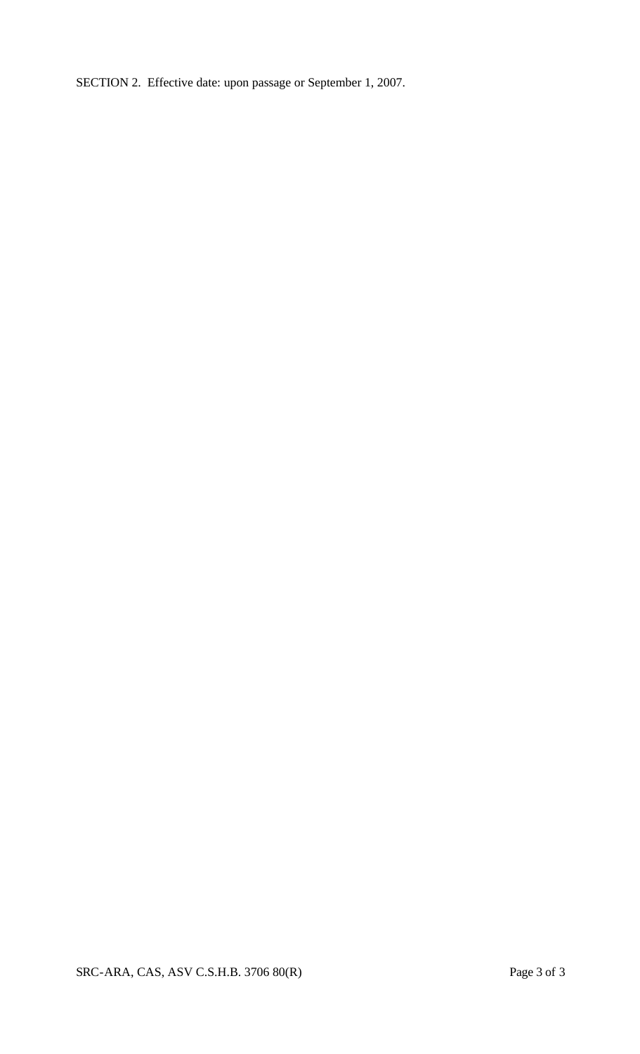SECTION 2. Effective date: upon passage or September 1, 2007.